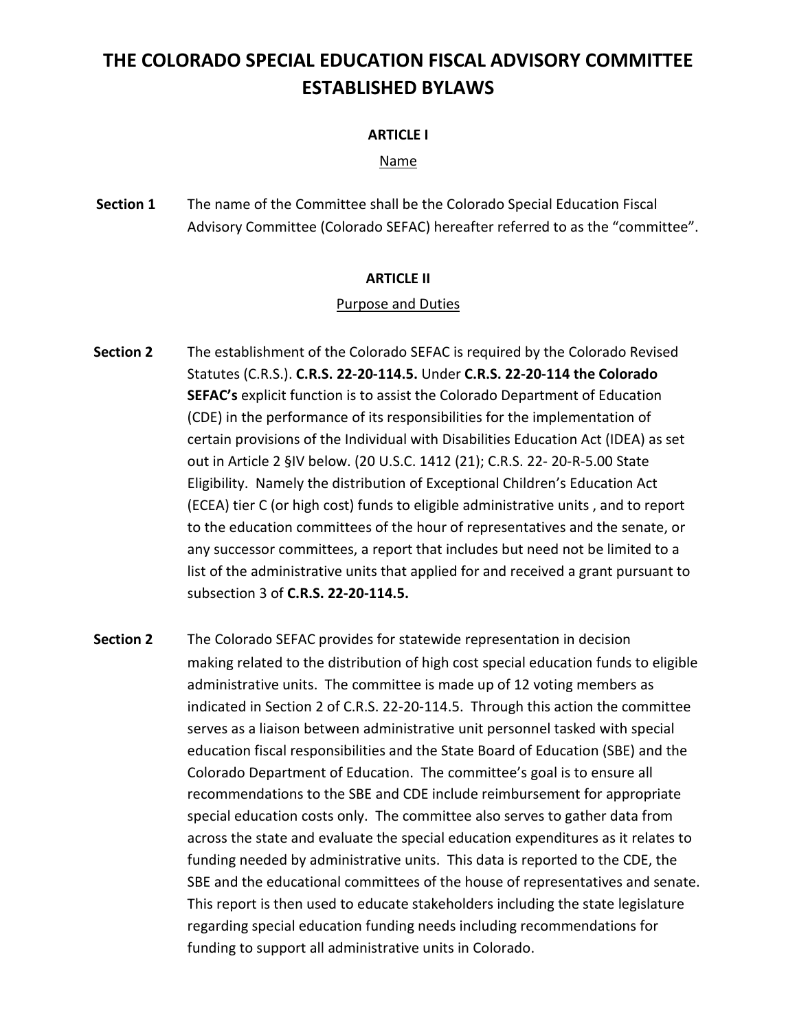# THE COLORADO SPECIAL EDUCATION FISCAL ADVISORY COMMITTEE ESTABLISHED BYLAWS

## ARTICLE I

Name

**Section 1** The name of the Committee shall be the Colorado Special Education Fiscal Advisory Committee (Colorado SEFAC) hereafter referred to as the "committee".

## ARTICLE II

Purpose and Duties

**Section 2** The establishment of the Colorado SEFAC is required by the Colorado Revised Statutes (C.R.S.). **C.R.S. 22-20-114.5.** Under **C.R.S. 22-20-114 the Colorado SEFAC's** explicit function is to assist the Colorado Department of Education (CDE) in the performance of its responsibilities for the implementation of certain provisions of the Individual with Disabilities Education Act (IDEA) as set out in Article 2 §IV below. (20 U.S.C. 1412 (21); C.R.S. 22- 20-R-5.00 State Eligibility. Namely the distribution of Exceptional Children's Education Act (ECEA) tier C (or high cost) funds to eligible administrative units , and to report to the education committees of the hour of representatives and the senate, or any successor committees, a report that includes but need not be limited to a list of the administrative units that applied for and received a grant pursuant to subsection 3 of **C.R.S. 22-20-114.5.**

**Section 2** The Colorado SEFAC provides for statewide representation in decision making related to the distribution of high cost special education funds to eligible administrative units. The committee is made up of 12 voting members as indicated in Section 2 of C.R.S. 22-20-114.5. Through this action the committee serves as a liaison between administrative unit personnel tasked with special education fiscal responsibilities and the State Board of Education (SBE) and the Colorado Department of Education. The committee's goal is to ensure all recommendations to the SBE and CDE include reimbursement for appropriate special education costs only. The committee also serves to gather data from across the state and evaluate the special education expenditures as it relates to funding needed by administrative units. This data is reported to the CDE, the SBE and the educational committees of the house of representatives and senate. This report is then used to educate stakeholders including the state legislature regarding special education funding needs including recommendations for funding to support all administrative units in Colorado.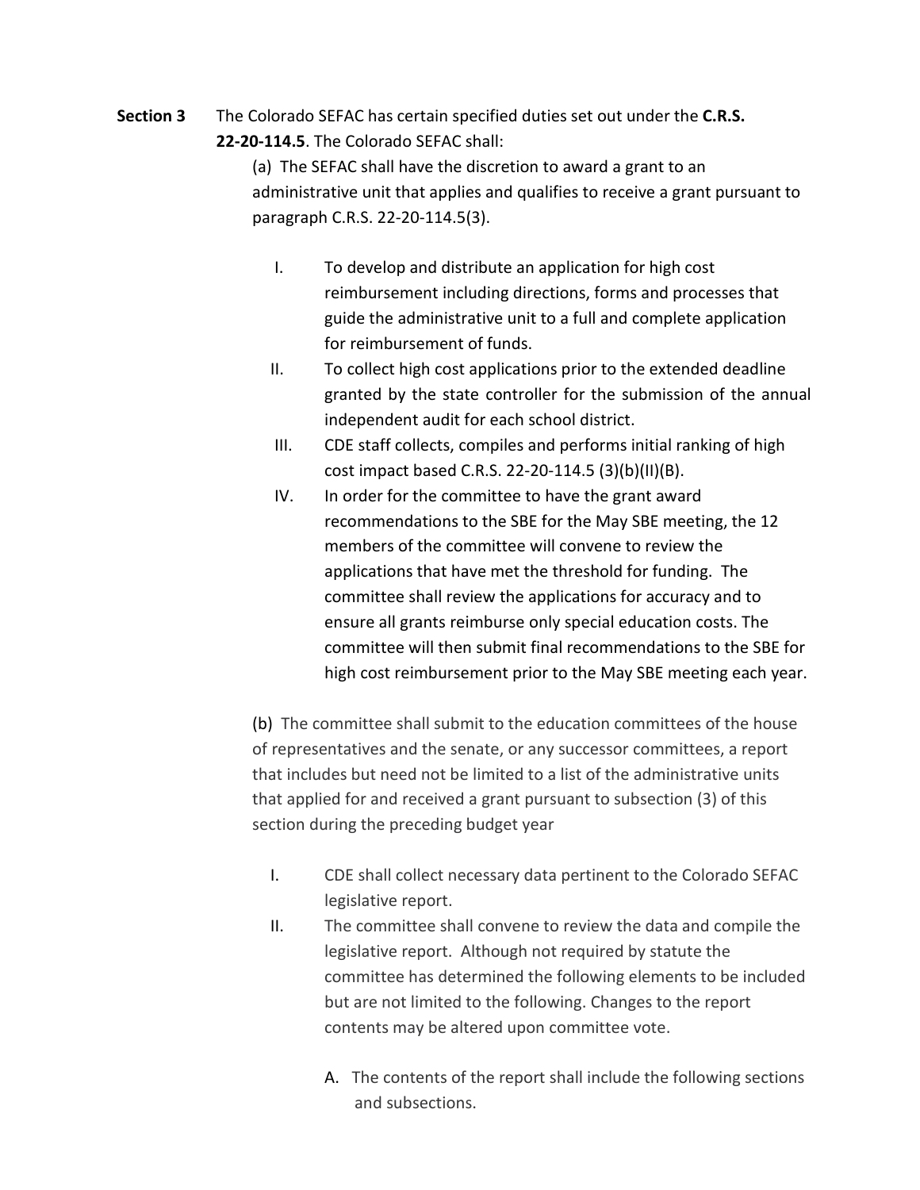**Section 3** The Colorado SEFAC has certain specified duties set out under the **C.R.S. 22-20-114.5**. The Colorado SEFAC shall:

(a) The SEFAC shall have the discretion to award a grant to an administrative unit that applies and qualifies to receive a grant pursuant to paragraph C.R.S. 22-20-114.5(3).

I. To develop and distribute an application for high cost reimbursement including directions, forms and processes that guide the administrative unit to a full and complete application for reimbursement of funds.

II. To collect high cost applications prior to the extended deadline granted by the state controller for the submission of the annual independent audit for each school district.

III. CDE staff collects, compiles and performs initial ranking of high cost impact based C.R.S. 22-20-114.5 (3)(b)(II)(B).

IV. In order for the committee to have the grant award recommendations to the SBE for the May SBE meeting, the 12 members of the committee will convene to review the applications that have met the threshold for funding. The committee shall review the applications for accuracy and to ensure all grants reimburse only special education costs. The committee will then submit final recommendations to the SBE for high cost reimbursement prior to the May SBE meeting each year.

(b) The committee shall submit to the education committees of the house of representatives and the senate, or any successor committees, a report that includes but need not be limited to a list of the administrative units that applied for and received a grant pursuant to subsection (3) of this section during the preceding budget year

I. CDE shall collect necessary data pertinent to the Colorado SEFAC legislative report.

II. The committee shall convene to review the data and compile the legislative report. Although not required by statute the committee has determined the following elements to be included but are not limited to the following. Changes to the report contents may be altered upon committee vote.

A. The contents of the report shall include the following sections and subsections.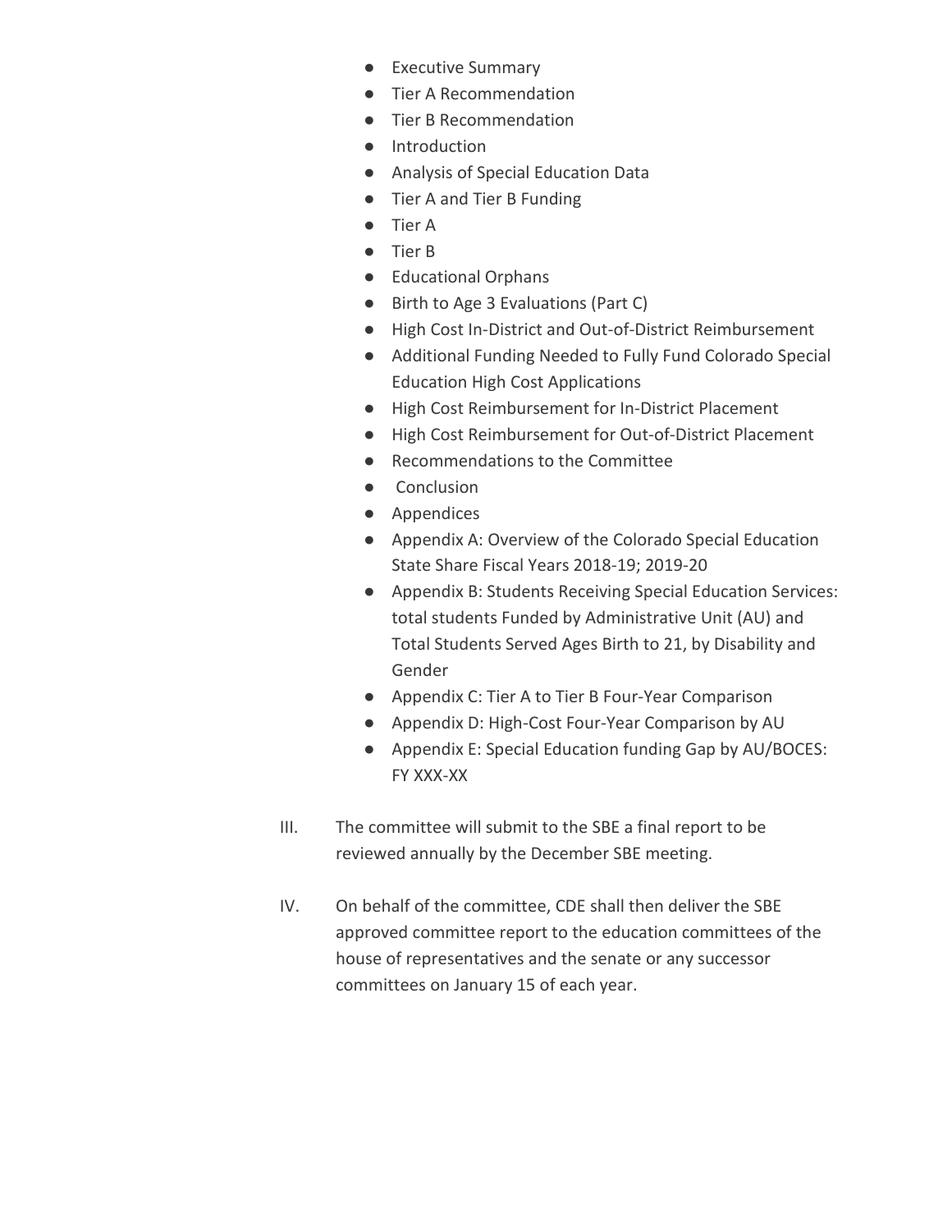- Executive Summary
- Tier A Recommendation
- Tier B Recommendation
- Introduction
- Analysis of Special Education Data
- Tier A and Tier B Funding
- Tier A
- Tier B
- Educational Orphans
- Birth to Age 3 Evaluations (Part C)
- High Cost In-District and Out-of-District Reimbursement
- Additional Funding Needed to Fully Fund Colorado Special Education High Cost Applications
- High Cost Reimbursement for In-District Placement
- High Cost Reimbursement for Out-of-District Placement
- Recommendations to the Committee
- Conclusion
- Appendices
- Appendix A: Overview of the Colorado Special Education State Share Fiscal Years 2018-19; 2019-20
- Appendix B: Students Receiving Special Education Services: total students Funded by Administrative Unit (AU) and Total Students Served Ages Birth to 21, by Disability and Gender
- Appendix C: Tier A to Tier B Four-Year Comparison
- Appendix D: High-Cost Four-Year Comparison by AU
- Appendix E: Special Education funding Gap by AU/BOCES: FY XXX-XX

III. The committee will submit to the SBE a final report to be reviewed annually by the December SBE meeting.

IV. On behalf of the committee, CDE shall then deliver the SBE approved committee report to the education committees of the house of representatives and the senate or any successor committees on January 15 of each year.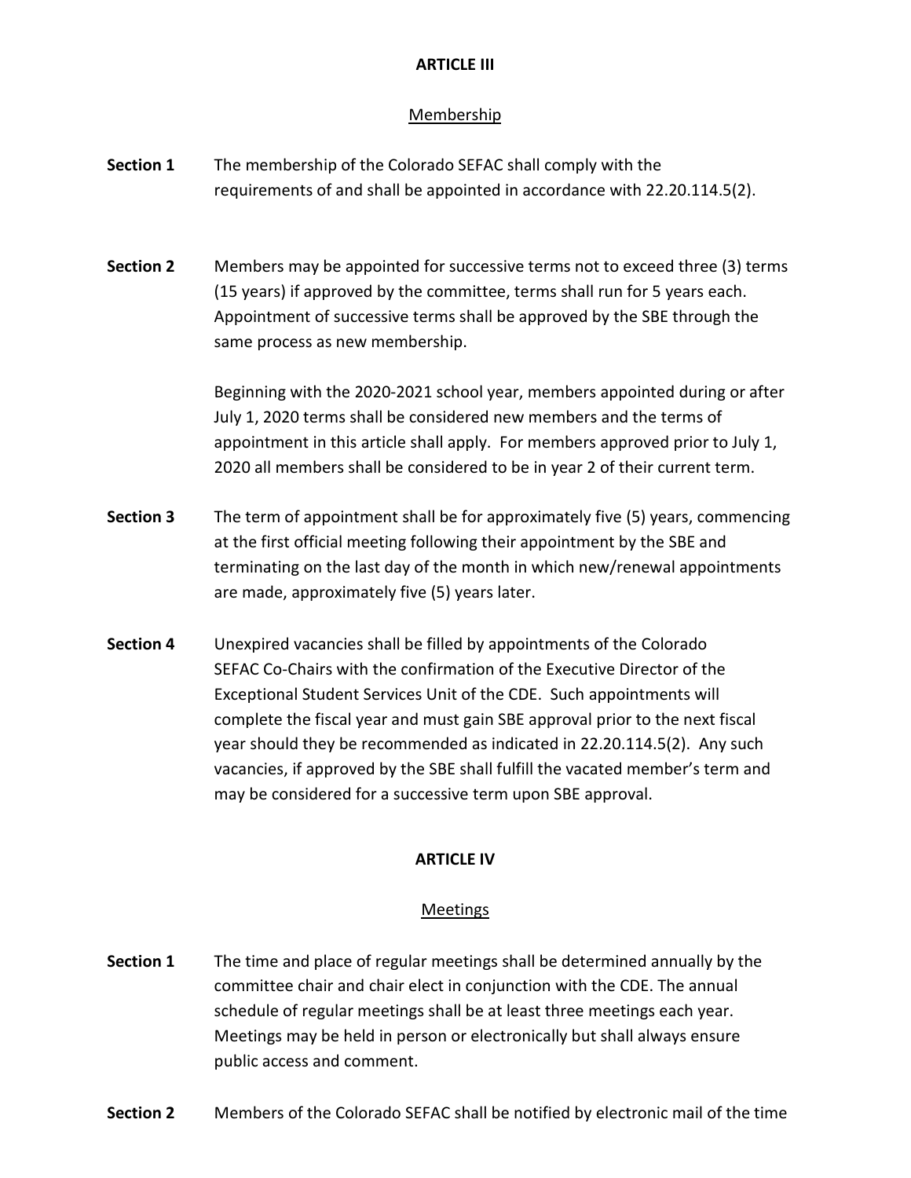## ARTICLE III

### Membership

**Section 1** The membership of the Colorado SEFAC shall comply with the requirements of and shall be appointed in accordance with 22.20.114.5(2).

**Section 2** Members may be appointed for successive terms not to exceed three (3) terms (15 years) if approved by the committee, terms shall run for 5 years each. Appointment of successive terms shall be approved by the SBE through the same process as new membership.

Beginning with the 2020-2021 school year, members appointed during or after July 1, 2020 terms shall be considered new members and the terms of appointment in this article shall apply. For members approved prior to July 1, 2020 all members shall be considered to be in year 2 of their current term.

**Section 3** The term of appointment shall be for approximately five (5) years, commencing at the first official meeting following their appointment by the SBE and terminating on the last day of the month in which new/renewal appointments are made, approximately five (5) years later.

**Section 4** Unexpired vacancies shall be filled by appointments of the Colorado SEFAC Co-Chairs with the confirmation of the Executive Director of the Exceptional Student Services Unit of the CDE. Such appointments will complete the fiscal year and must gain SBE approval prior to the next fiscal year should they be recommended as indicated in 22.20.114.5(2). Any such vacancies, if approved by the SBE shall fulfill the vacated member's term and may be considered for a successive term upon SBE approval.

## ARTICLE IV

### Meetings

**Section 1** The time and place of regular meetings shall be determined annually by the committee chair and chair elect in conjunction with the CDE. The annual schedule of regular meetings shall be at least three meetings each year. Meetings may be held in person or electronically but shall always ensure public access and comment.

**Section 2** Members of the Colorado SEFAC shall be notified by electronic mail of the time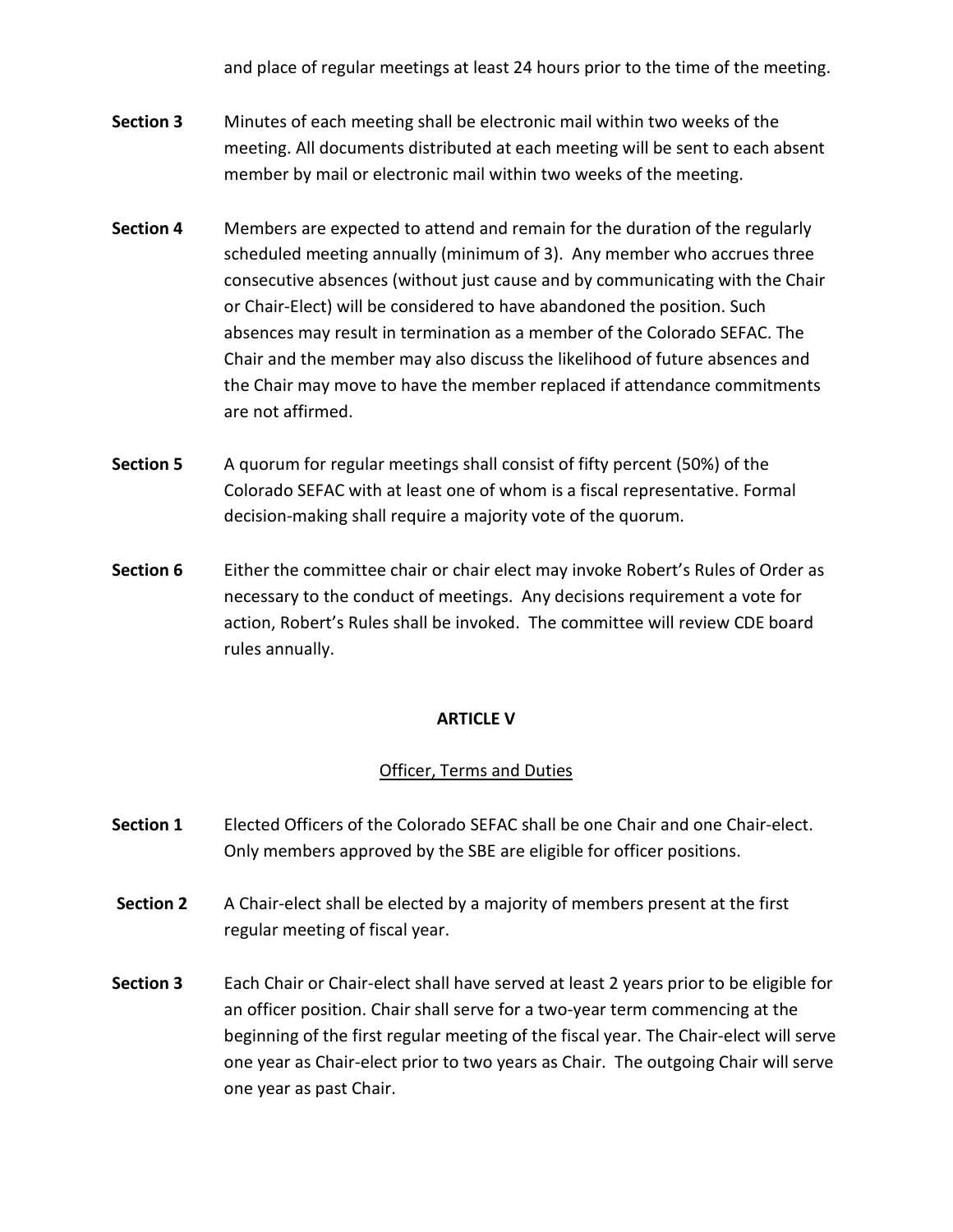and place of regular meetings at least 24 hours prior to the time of the meeting.

**Section 3** Minutes of each meeting shall be electronic mail within two weeks of the meeting. All documents distributed at each meeting will be sent to each absent member by mail or electronic mail within two weeks of the meeting.

**Section 4** Members are expected to attend and remain for the duration of the regularly scheduled meeting annually (minimum of 3). Any member who accrues three consecutive absences (without just cause and by communicating with the Chair or Chair-Elect) will be considered to have abandoned the position. Such absences may result in termination as a member of the Colorado SEFAC. The Chair and the member may also discuss the likelihood of future absences and the Chair may move to have the member replaced if attendance commitments are not affirmed.

**Section 5** A quorum for regular meetings shall consist of fifty percent (50%) of the Colorado SEFAC with at least one of whom is a fiscal representative. Formal decision-making shall require a majority vote of the quorum.

**Section 6** Either the committee chair or chair elect may invoke Robert's Rules of Order as necessary to the conduct of meetings. Any decisions requirement a vote for action, Robert's Rules shall be invoked. The committee will review CDE board rules annually.

## ARTICLE V

### Officer, Terms and Duties

**Section 1** Elected Officers of the Colorado SEFAC shall be one Chair and one Chair-elect. Only members approved by the SBE are eligible for officer positions.

**Section 2** A Chair-elect shall be elected by a majority of members present at the first regular meeting of fiscal year.

**Section 3** Each Chair or Chair-elect shall have served at least 2 years prior to be eligible for an officer position. Chair shall serve for a two-year term commencing at the beginning of the first regular meeting of the fiscal year. The Chair-elect will serve one year as Chair-elect prior to two years as Chair. The outgoing Chair will serve one year as past Chair.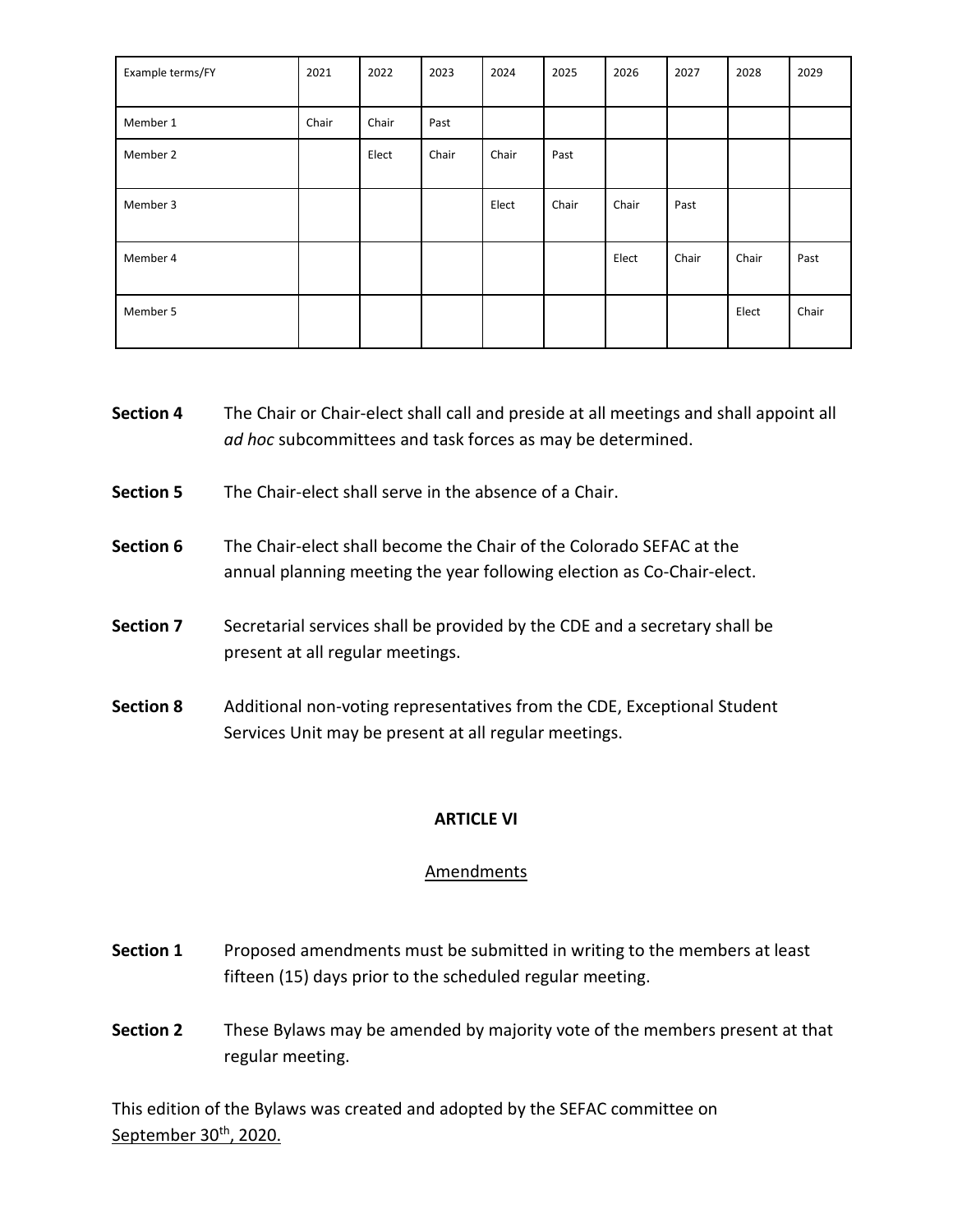| Example terms/FY | 2021 | 2022 | 2023 | 2024 | 2025 | 2026 | 2027 | 2028 | 2029 |
|---|---|---|---|---|---|---|---|---|---|
| Member 1 | Chair | Chair | Past | | | | | | |
| Member 2 | | Elect | Chair | Chair | Past | | | | |
| Member 3 | | | | Elect | Chair | Chair | Past | | |
| Member 4 | | | | | | Elect | Chair | Chair | Past |
| Member 5 | | | | | | | | Elect | Chair |

**Section 4** The Chair or Chair-elect shall call and preside at all meetings and shall appoint all *ad hoc* subcommittees and task forces as may be determined.

**Section 5** The Chair-elect shall serve in the absence of a Chair.

**Section 6** The Chair-elect shall become the Chair of the Colorado SEFAC at the annual planning meeting the year following election as Co-Chair-elect.

**Section 7** Secretarial services shall be provided by the CDE and a secretary shall be present at all regular meetings.

**Section 8** Additional non-voting representatives from the CDE, Exceptional Student Services Unit may be present at all regular meetings.

## ARTICLE VI

### Amendments

**Section 1** Proposed amendments must be submitted in writing to the members at least fifteen (15) days prior to the scheduled regular meeting.

**Section 2** These Bylaws may be amended by majority vote of the members present at that regular meeting.

This edition of the Bylaws was created and adopted by the SEFAC committee on September 30th, 2020.